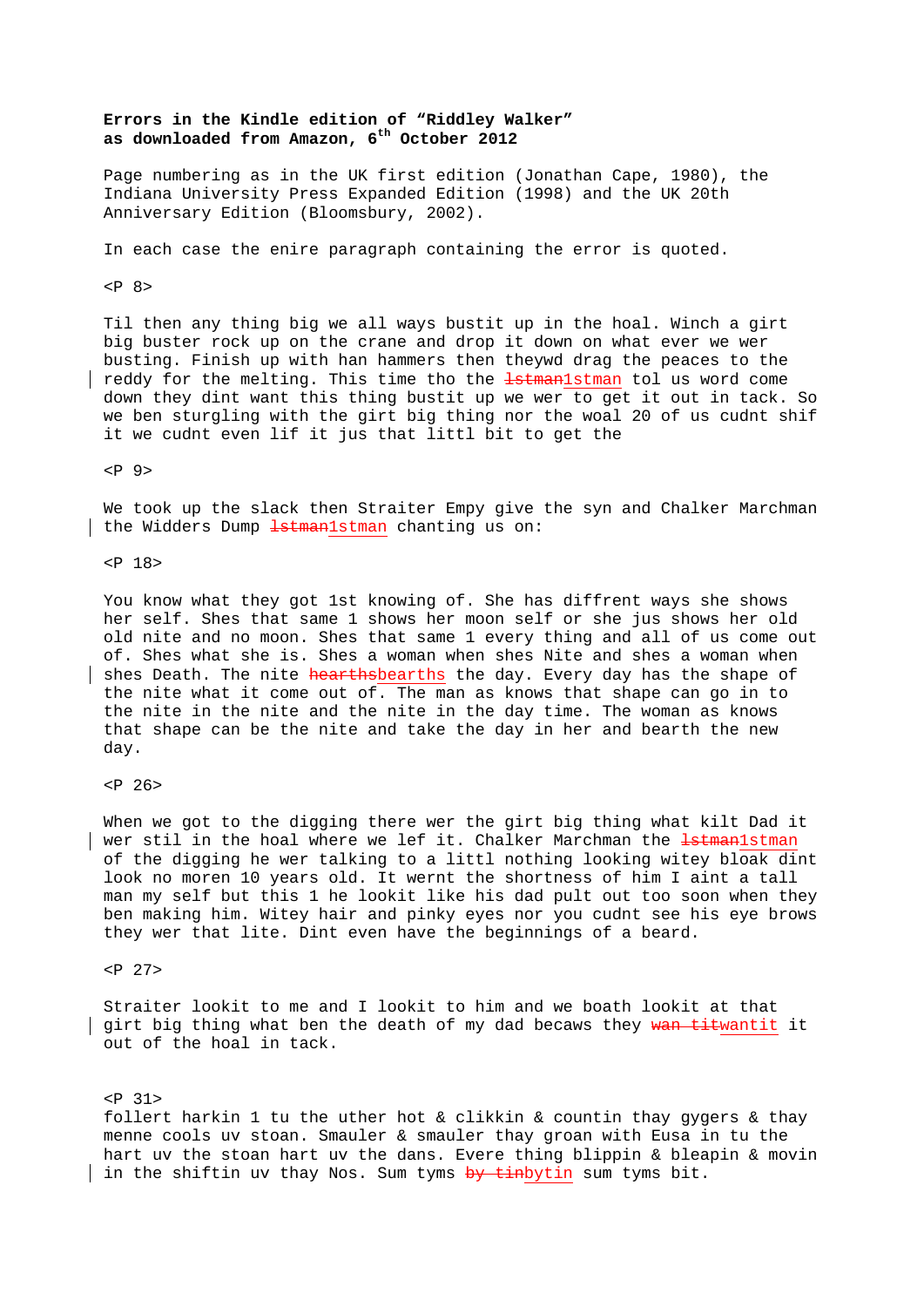**Errors in the Kindle edition of "Riddley Walker"**
**as downloaded from Amazon, 6th October 2012**

Page numbering as in the UK first edition (Jonathan Cape, 1980), the Indiana University Press Expanded Edition (1998) and the UK 20th Anniversary Edition (Bloomsbury, 2002).

In each case the enire paragraph containing the error is quoted.

<P 8>

Til then any thing big we all ways bustit up in the hoal. Winch a girt big buster rock up on the crane and drop it down on what ever we wer busting. Finish up with han hammers then theywd drag the peaces to the reddy for the melting. This time tho the ~~lstman~~1stman tol us word come down they dint want this thing bustit up we wer to get it out in tack. So we ben sturgling with the girt big thing nor the woal 20 of us cudnt shif it we cudnt even lif it jus that littl bit to get the

<P 9>

We took up the slack then Straiter Empy give the syn and Chalker Marchman the Widders Dump ~~lstman~~1stman chanting us on:

<P 18>

You know what they got 1st knowing of. She has diffrent ways she shows her self. Shes that same 1 shows her moon self or she jus shows her old old nite and no moon. Shes that same 1 every thing and all of us come out of. Shes what she is. Shes a woman when shes Nite and shes a woman when shes Death. The nite ~~hearths~~bearths the day. Every day has the shape of the nite what it come out of. The man as knows that shape can go in to the nite in the nite and the nite in the day time. The woman as knows that shape can be the nite and take the day in her and bearth the new day.

<P 26>

When we got to the digging there wer the girt big thing what kilt Dad it wer stil in the hoal where we lef it. Chalker Marchman the ~~lstman~~1stman of the digging he wer talking to a littl nothing looking witey bloak dint look no moren 10 years old. It wernt the shortness of him I aint a tall man my self but this 1 he lookit like his dad pult out too soon when they ben making him. Witey hair and pinky eyes nor you cudnt see his eye brows they wer that lite. Dint even have the beginnings of a beard.

<P 27>

Straiter lookit to me and I lookit to him and we boath lookit at that girt big thing what ben the death of my dad becaws they ~~wan tit~~wantit it out of the hoal in tack.

<P 31>

follert harkin 1 tu the uther hot & clikkin & countin thay gygers & thay menne cools uv stoan. Smauler & smauler thay groan with Eusa in tu the hart uv the stoan hart uv the dans. Evere thing blippin & bleapin & movin in the shiftin uv thay Nos. Sum tyms ~~by tin~~bytin sum tyms bit.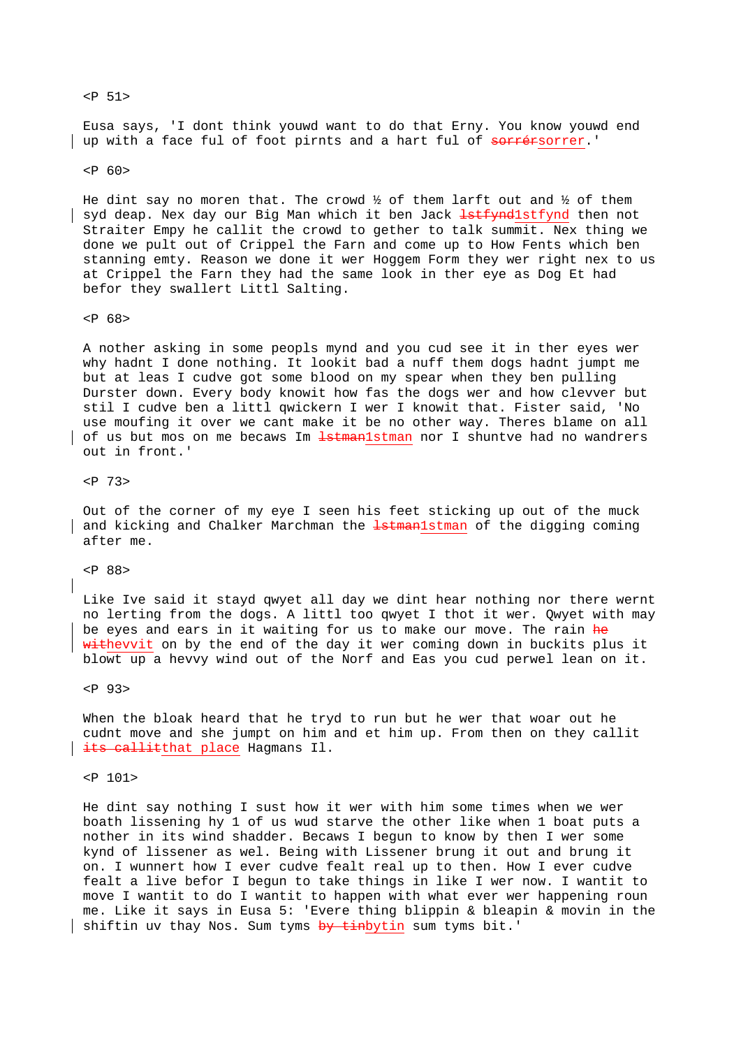<P 51>

Eusa says, 'I dont think youwd want to do that Erny. You know youwd end up with a face ful of foot pirnts and a hart ful of ~~sorrér~~sorrer.'

<P 60>

He dint say no moren that. The crowd ½ of them larft out and ½ of them syd deap. Nex day our Big Man which it ben Jack ~~lstfynd~~1stfynd then not Straiter Empy he callit the crowd to gether to talk summit. Nex thing we done we pult out of Crippel the Farn and come up to How Fents which ben stanning emty. Reason we done it wer Hoggem Form they wer right nex to us at Crippel the Farn they had the same look in ther eye as Dog Et had befor they swallert Littl Salting.

<P 68>

A nother asking in some peopls mynd and you cud see it in ther eyes wer why hadnt I done nothing. It lookit bad a nuff them dogs hadnt jumpt me but at leas I cudve got some blood on my spear when they ben pulling Durster down. Every body knowit how fas the dogs wer and how clevver but stil I cudve ben a littl qwickern I wer I knowit that. Fister said, 'No use moufing it over we cant make it be no other way. Theres blame on all of us but mos on me becaws Im ~~lstman~~1stman nor I shuntve had no wandrers out in front.'

<P 73>

Out of the corner of my eye I seen his feet sticking up out of the muck and kicking and Chalker Marchman the ~~lstman~~1stman of the digging coming after me.

<P 88>

Like Ive said it stayd qwyet all day we dint hear nothing nor there wernt no lerting from the dogs. A littl too qwyet I thot it wer. Qwyet with may be eyes and ears in it waiting for us to make our move. The rain ~~he withevvit~~hevvit on by the end of the day it wer coming down in buckits plus it blowt up a hevvy wind out of the Norf and Eas you cud perwel lean on it.

<P 93>

When the bloak heard that he tryd to run but he wer that woar out he cudnt move and she jumpt on him and et him up. From then on they callit ~~its callit~~that place Hagmans Il.

<P 101>

He dint say nothing I sust how it wer with him some times when we wer boath lissening hy 1 of us wud starve the other like when 1 boat puts a nother in its wind shadder. Becaws I begun to know by then I wer some kynd of lissener as wel. Being with Lissener brung it out and brung it on. I wunnert how I ever cudve fealt real up to then. How I ever cudve fealt a live befor I begun to take things in like I wer now. I wantit to move I wantit to do I wantit to happen with what ever wer happening roun me. Like it says in Eusa 5: 'Evere thing blippin & bleapin & movin in the shiftin uv thay Nos. Sum tyms ~~by tin~~bytin sum tyms bit.'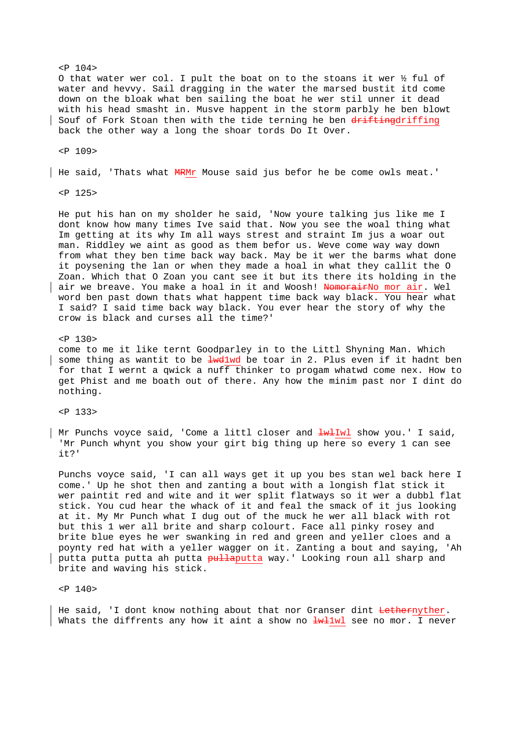<P 104>
O that water wer col. I pult the boat on to the stoans it wer ½ ful of water and hevvy. Sail dragging in the water the marsed bustit itd come down on the bloak what ben sailing the boat he wer stil unner it dead with his head smasht in. Musve happent in the storm parbly he ben blowt Souf of Fork Stoan then with the tide terning he ben ~~drifting~~driffing back the other way a long the shoar tords Do It Over.

<P 109>

He said, 'Thats what ~~MR~~Mr Mouse said jus befor he be come owls meat.'

<P 125>

He put his han on my sholder he said, 'Now youre talking jus like me I dont know how many times Ive said that. Now you see the woal thing what Im getting at its why Im all ways strest and straint Im jus a woar out man. Riddley we aint as good as them befor us. Weve come way way down from what they ben time back way back. May be it wer the barms what done it poysening the lan or when they made a hoal in what they callit the O Zoan. Which that O Zoan you cant see it but its there its holding in the air we breave. You make a hoal in it and Woosh! ~~Nomorair~~No mor air. Wel word ben past down thats what happent time back way black. You hear what I said? I said time back way black. You ever hear the story of why the crow is black and curses all the time?'

<P 130>
come to me it like ternt Goodparley in to the Littl Shyning Man. Which some thing as wantit to be ~~1wd~~1wd be toar in 2. Plus even if it hadnt ben for that I wernt a qwick a nuff thinker to progam whatwd come nex. How to get Phist and me boath out of there. Any how the minim past nor I dint do nothing.

<P 133>

Mr Punchs voyce said, 'Come a littl closer and ~~1wl~~Iwl show you.' I said, 'Mr Punch whynt you show your girt big thing up here so every 1 can see it?'

Punchs voyce said, 'I can all ways get it up you bes stan wel back here I come.' Up he shot then and zanting a bout with a longish flat stick it wer paintit red and wite and it wer split flatways so it wer a dubbl flat stick. You cud hear the whack of it and feal the smack of it jus looking at it. My Mr Punch what I dug out of the muck he wer all black with rot but this 1 wer all brite and sharp colourt. Face all pinky rosey and brite blue eyes he wer swanking in red and green and yeller cloes and a poynty red hat with a yeller wagger on it. Zanting a bout and saying, 'Ah putta putta putta ah putta ~~pulla~~putta way.' Looking roun all sharp and brite and waving his stick.

<P 140>

He said, 'I dont know nothing about that nor Granser dint ~~Lether~~nyther. Whats the diffrents any how it aint a show no ~~1wl~~1wl see no mor. I never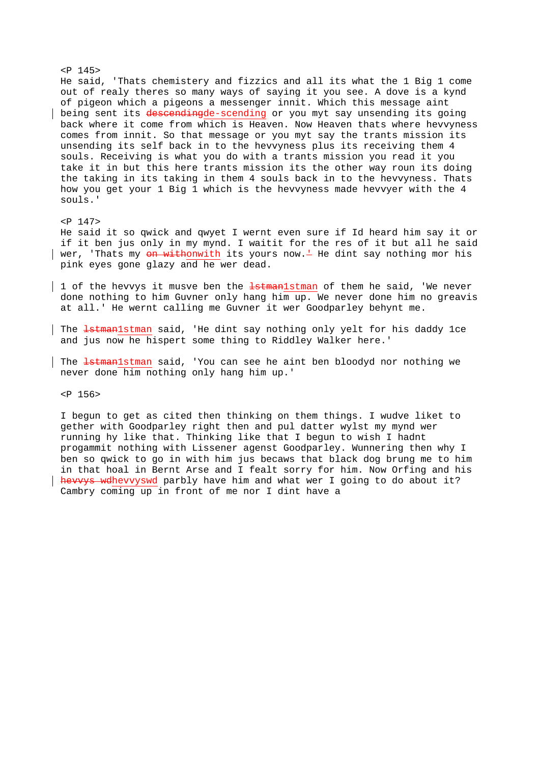<P 145>

He said, 'Thats chemistery and fizzics and all its what the 1 Big 1 come out of realy theres so many ways of saying it you see. A dove is a kynd of pigeon which a pigeons a messenger innit. Which this message aint being sent its ~~descending~~de-scending or you myt say unsending its going back where it come from which is Heaven. Now Heaven thats where hevvyness comes from innit. So that message or you myt say the trants mission its unsending its self back in to the hevvyness plus its receiving them 4 souls. Receiving is what you do with a trants mission you read it you take it in but this here trants mission its the other way roun its doing the taking in its taking in them 4 souls back in to the hevvyness. Thats how you get your 1 Big 1 which is the hevvyness made hevvyer with the 4 souls.'

<P 147>

He said it so qwick and qwyet I wernt even sure if Id heard him say it or if it ben jus only in my mynd. I waitit for the res of it but all he said wer, 'Thats my ~~on with~~onwith its yours now.~~'~~ He dint say nothing mor his pink eyes gone glazy and he wer dead.

1 of the hevvys it musve ben the ~~lstman~~1stman of them he said, 'We never done nothing to him Guvner only hang him up. We never done him no greavis at all.' He wernt calling me Guvner it wer Goodparley behynt me.

The ~~lstman~~1stman said, 'He dint say nothing only yelt for his daddy 1ce and jus now he hispert some thing to Riddley Walker here.'

The ~~lstman~~1stman said, 'You can see he aint ben bloodyd nor nothing we never done him nothing only hang him up.'

<P 156>

I begun to get as cited then thinking on them things. I wudve liket to gether with Goodparley right then and pul datter wylst my mynd wer running hy like that. Thinking like that I begun to wish I hadnt progammit nothing with Lissener agenst Goodparley. Wunnering then why I ben so qwick to go in with him jus becaws that black dog brung me to him in that hoal in Bernt Arse and I fealt sorry for him. Now Orfing and his ~~hevvys wd~~hevvyswd parbly have him and what wer I going to do about it? Cambry coming up in front of me nor I dint have a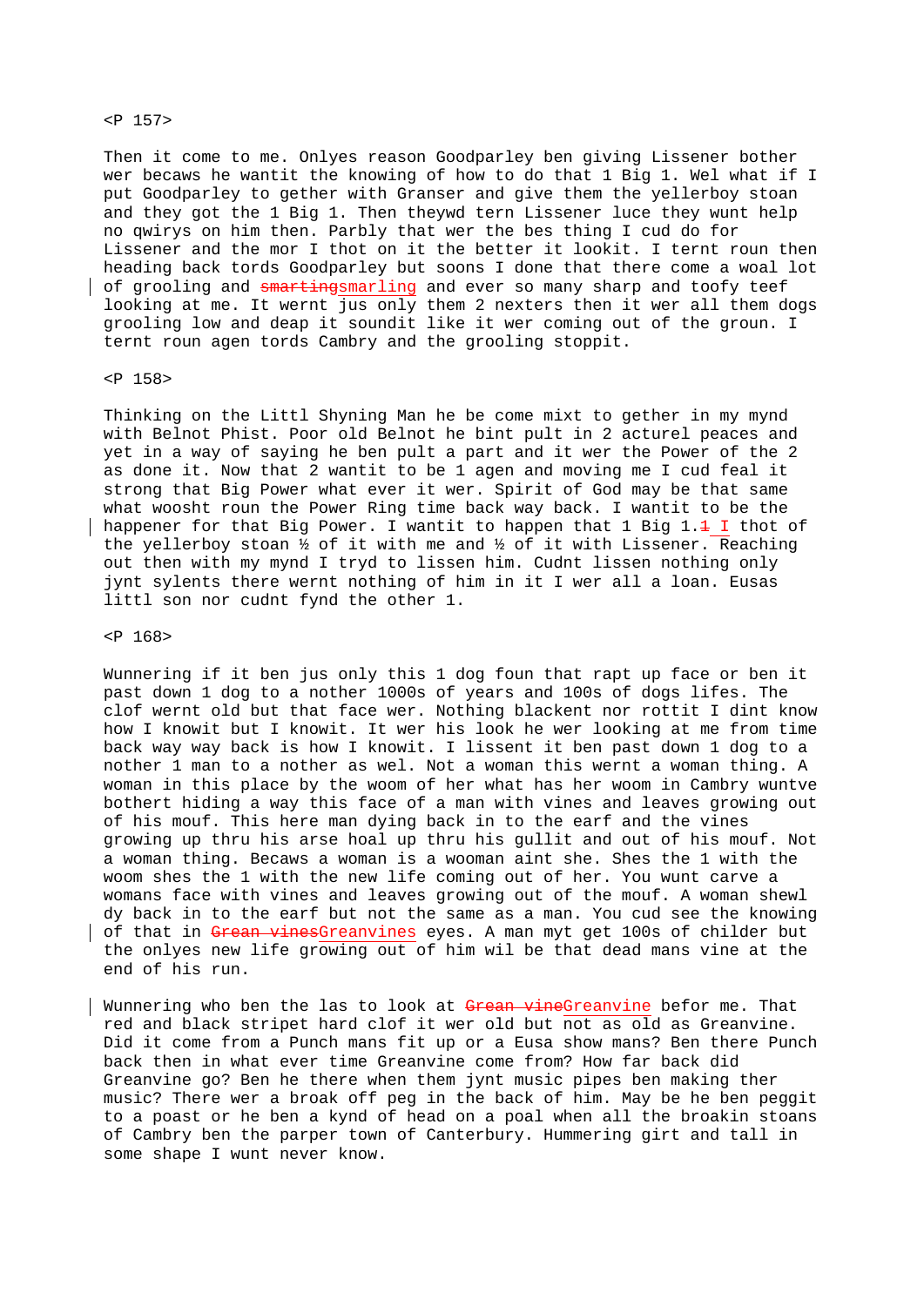<P 157>

Then it come to me. Onlyes reason Goodparley ben giving Lissener bother wer becaws he wantit the knowing of how to do that 1 Big 1. Wel what if I put Goodparley to gether with Granser and give them the yellerboy stoan and they got the 1 Big 1. Then theywd tern Lissener luce they wunt help no qwirys on him then. Parbly that wer the bes thing I cud do for Lissener and the mor I thot on it the better it lookit. I ternt roun then heading back tords Goodparley but soons I done that there come a woal lot of grooling and ~~smarting~~smarling and ever so many sharp and toofy teef looking at me. It wernt jus only them 2 nexters then it wer all them dogs grooling low and deap it soundit like it wer coming out of the groun. I ternt roun agen tords Cambry and the grooling stoppit.

<P 158>

Thinking on the Littl Shyning Man he be come mixt to gether in my mynd with Belnot Phist. Poor old Belnot he bint pult in 2 acturel peaces and yet in a way of saying he ben pult a part and it wer the Power of the 2 as done it. Now that 2 agen and moving me I cud feal it strong that Big Power what ever it wer. Spirit of God may be that same what woosht roun the Power Ring time back way back. I wantit to be the happener for that Big Power. I wantit to happen that 1 Big 1.~~1~~ I thot of the yellerboy stoan ½ of it with me and ½ of it with Lissener. Reaching out then with my mynd I tryd to lissen him. Cudnt lissen nothing only jynt sylents there wernt nothing of him in it I wer all a loan. Eusas littl son nor cudnt fynd the other 1.

<P 168>

Wunnering if it ben jus only this 1 dog foun that rapt up face or ben it past down 1 dog to a nother 1000s of years and 100s of dogs lifes. The clof wernt old but that face wer. Nothing blackent nor rottit I dint know how I knowit but I knowit. It wer his look he wer looking at me from time back way way back is how I knowit. I lissent it ben past down 1 dog to a nother 1 man to a nother as wel. Not a woman this wernt a woman thing. A woman in this place by the woom of her what has her woom in Cambry wuntve bothert hiding a way this face of a man with vines and leaves growing out of his mouf. This here man dying back in to the earf and the vines growing up thru his arse hoal up thru his gullit and out of his mouf. Not a woman thing. Becaws a woman is a wooman aint she. Shes the 1 with the woom shes the 1 with the new life coming out of her. You wunt carve a womans face with vines and leaves growing out of the mouf. A woman shewl dy back in to the earf but not the same as a man. You cud see the knowing of that in ~~Grean vines~~Greanvines eyes. A man myt get 100s of childer but the onlyes new life growing out of him wil be that dead mans vine at the end of his run.

Wunnering who ben the las to look at ~~Grean vine~~Greanvine befor me. That red and black stripet hard clof it wer old but not as old as Greanvine. Did it come from a Punch mans fit up or a Eusa show mans? Ben there Punch back then in what ever time Greanvine come from? How far back did Greanvine go? Ben he there when them jynt music pipes ben making ther music? There wer a broak off peg in the back of him. May be he ben peggit to a poast or he ben a kynd of head on a poal when all the broakin stoans of Cambry ben the parper town of Canterbury. Hummering girt and tall in some shape I wunt never know.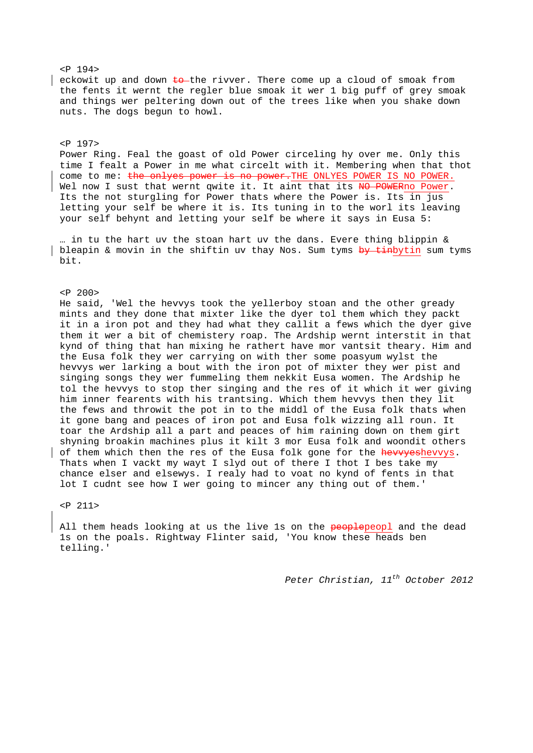<P 194>
eckowit up and down ~~to~~ the rivver. There come up a cloud of smoak from the fents it wernt the regler blue smoak it wer 1 big puff of grey smoak and things wer peltering down out of the trees like when you shake down nuts. The dogs begun to howl.

<P 197>
Power Ring. Feal the goast of old Power circeling hy over me. Only this time I fealt a Power in me what circelt with it. Membering when that thot come to me: ~~the onlyes power is no power.~~THE ONLYES POWER IS NO POWER. Wel now I sust that wernt qwite it. It aint that its ~~NO POWER~~no Power. Its the not sturgling for Power thats where the Power is. Its in jus letting your self be where it is. Its tuning in to the worl its leaving your self behynt and letting your self be where it says in Eusa 5:

… in tu the hart uv the stoan hart uv the dans. Evere thing blippin & bleapin & movin in the shiftin uv thay Nos. Sum tyms ~~by tin~~bytin sum tyms bit.

<P 200>
He said, 'Wel the hevvys took the yellerboy stoan and the other gready mints and they done that mixter like the dyer tol them which they packt it in a iron pot and they had what they callit a fews which the dyer give them it wer a bit of chemistery roap. The Ardship wernt interstit in that kynd of thing that han mixing he rathert have mor vantsit theary. Him and the Eusa folk they wer carrying on with ther some poasyum wylst the hevvys wer larking a bout with the iron pot of mixter they wer pist and singing songs they wer fummeling them nekkit Eusa women. The Ardship he tol the hevvys to stop ther singing and the res of it which it wer giving him inner fearents with his trantsing. Which them hevvys then they lit the fews and throwit the pot in to the middl of the Eusa folk thats when it gone bang and peaces of iron pot and Eusa folk wizzing all roun. It toar the Ardship all a part and peaces of him raining down on them girt shyning broakin machines plus it kilt 3 mor Eusa folk and woondit others of them which then the res of the Eusa folk gone for the ~~hevvyes~~hevvys. Thats when I vackt my wayt I slyd out of there I thot I bes take my chance elser and elsewys. I realy had to voat no kynd of fents in that lot I cudnt see how I wer going to mincer any thing out of them.'

<P 211>

All them heads looking at us the live 1s on the ~~people~~peopl and the dead 1s on the poals. Rightway Flinter said, 'You know these heads ben telling.'

*Peter Christian, 11th October 2012*